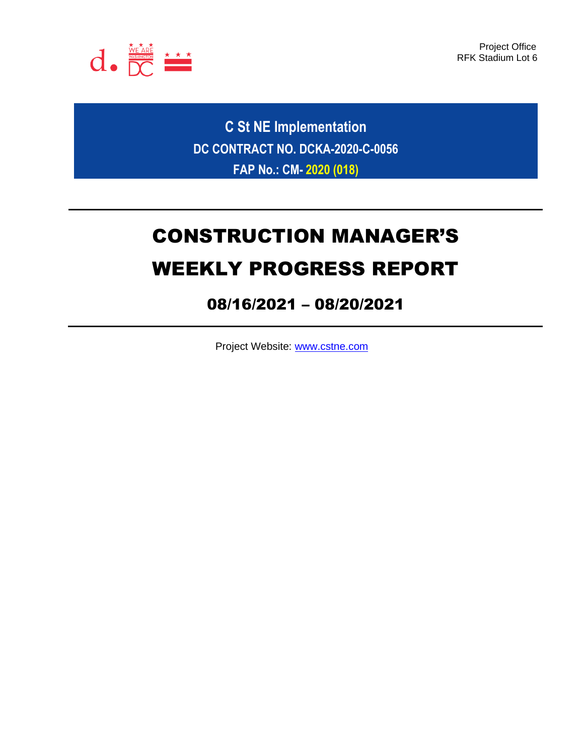Project Office
RFK Stadium Lot 6

**C St NE Implementation**

**DC CONTRACT NO. DCKA-2020-C-0056**

**FAP No.: CM- 2020 (018)**

# CONSTRUCTION MANAGER'S WEEKLY PROGRESS REPORT

## 08/16/2021 – 08/20/2021

Project Website: [www.cstne.com](http://www.cstne.com)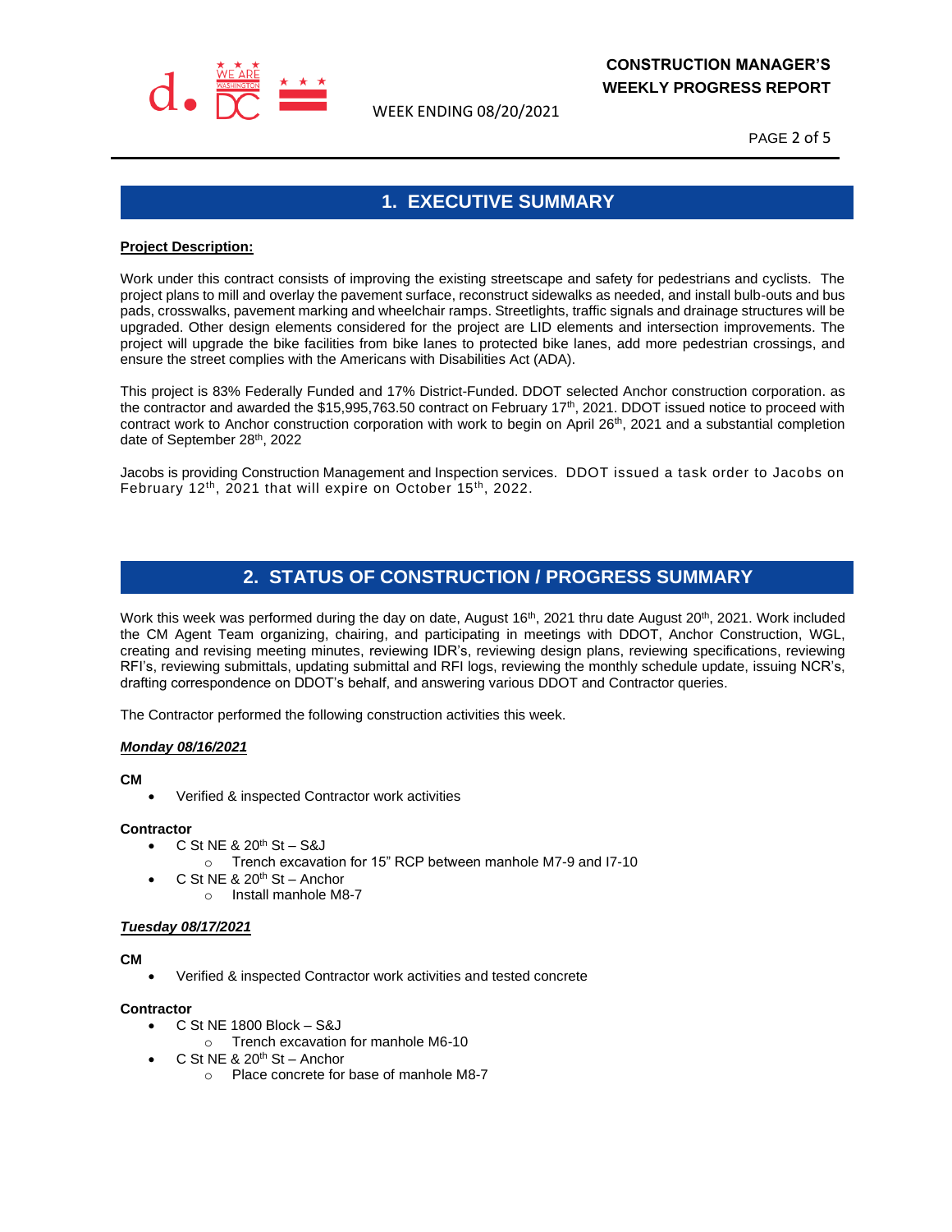## 1. EXECUTIVE SUMMARY

**Project Description:**

Work under this contract consists of improving the existing streetscape and safety for pedestrians and cyclists. The project plans to mill and overlay the pavement surface, reconstruct sidewalks as needed, and install bulb-outs and bus pads, crosswalks, pavement marking and wheelchair ramps. Streetlights, traffic signals and drainage structures will be upgraded. Other design elements considered for the project are LID elements and intersection improvements. The project will upgrade the bike facilities from bike lanes to protected bike lanes, add more pedestrian crossings, and ensure the street complies with the Americans with Disabilities Act (ADA).

This project is 83% Federally Funded and 17% District-Funded. DDOT selected Anchor construction corporation. as the contractor and awarded the $15,995,763.50 contract on February 17th, 2021. DDOT issued notice to proceed with contract work to Anchor construction corporation with work to begin on April 26th, 2021 and a substantial completion date of September 28th, 2022

Jacobs is providing Construction Management and Inspection services. DDOT issued a task order to Jacobs on February 12th, 2021 that will expire on October 15th, 2022.

## 2. STATUS OF CONSTRUCTION / PROGRESS SUMMARY

Work this week was performed during the day on date, August 16th, 2021 thru date August 20th, 2021. Work included the CM Agent Team organizing, chairing, and participating in meetings with DDOT, Anchor Construction, WGL, creating and revising meeting minutes, reviewing IDR's, reviewing design plans, reviewing specifications, reviewing RFI's, reviewing submittals, updating submittal and RFI logs, reviewing the monthly schedule update, issuing NCR's, drafting correspondence on DDOT's behalf, and answering various DDOT and Contractor queries.

The Contractor performed the following construction activities this week.

***Monday 08/16/2021***

**CM**

- Verified & inspected Contractor work activities

**Contractor**

- C St NE & 20th St – S&J
  - Trench excavation for 15" RCP between manhole M7-9 and I7-10
- C St NE & 20th St – Anchor
  - Install manhole M8-7

***Tuesday 08/17/2021***

**CM**

- Verified & inspected Contractor work activities and tested concrete

**Contractor**

- C St NE 1800 Block – S&J
  - Trench excavation for manhole M6-10
- C St NE & 20th St – Anchor
  - Place concrete for base of manhole M8-7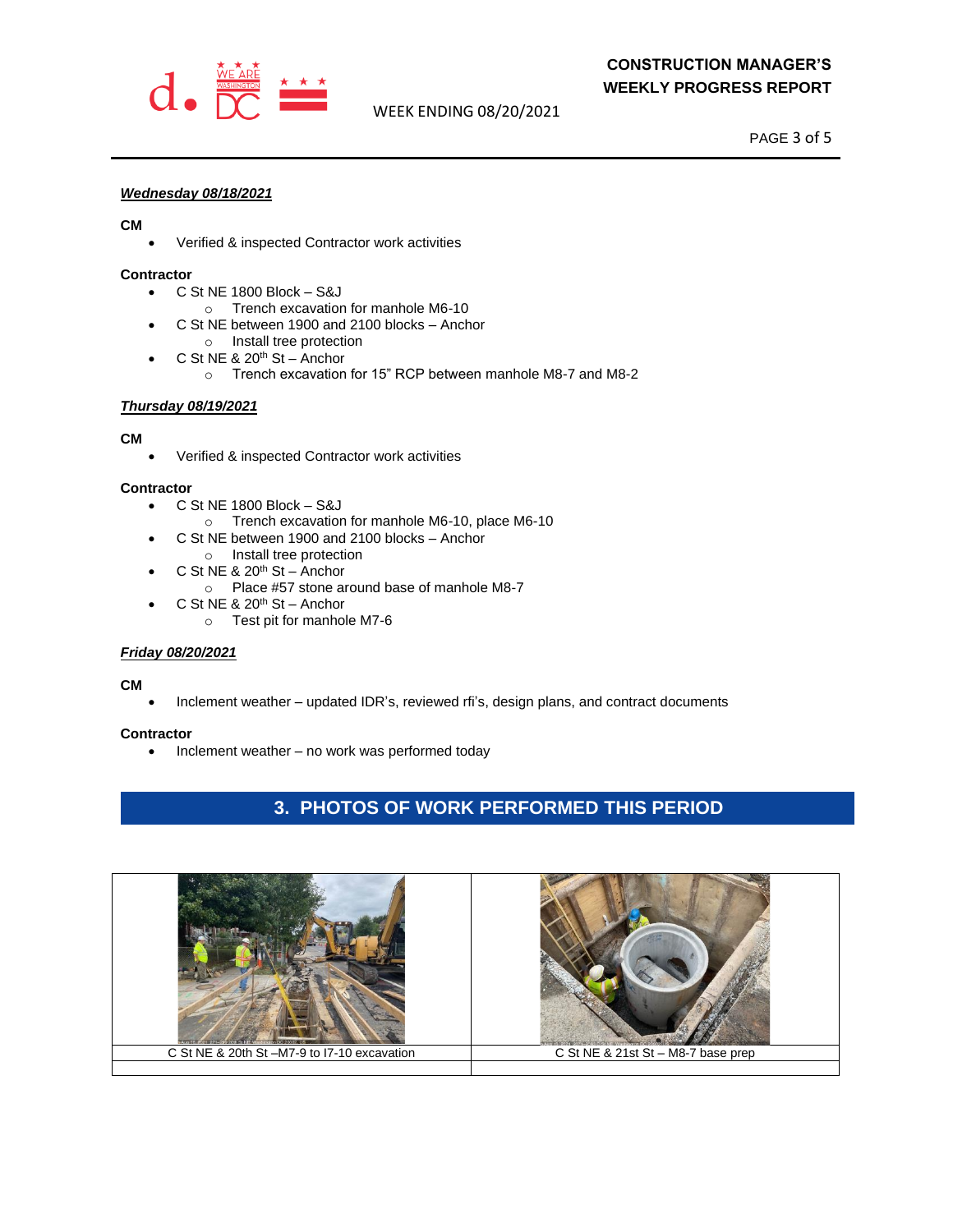***Wednesday 08/18/2021***

**CM**

- Verified & inspected Contractor work activities

**Contractor**

- C St NE 1800 Block – S&J
  - Trench excavation for manhole M6-10
- C St NE between 1900 and 2100 blocks – Anchor
  - Install tree protection
- C St NE & 20th St – Anchor
  - Trench excavation for 15" RCP between manhole M8-7 and M8-2

***Thursday 08/19/2021***

**CM**

- Verified & inspected Contractor work activities

**Contractor**

- C St NE 1800 Block – S&J
  - Trench excavation for manhole M6-10, place M6-10
- C St NE between 1900 and 2100 blocks – Anchor
  - Install tree protection
- C St NE & 20th St – Anchor
  - Place #57 stone around base of manhole M8-7
- C St NE & 20th St – Anchor
  - Test pit for manhole M7-6

***Friday 08/20/2021***

**CM**

- Inclement weather – updated IDR's, reviewed rfi's, design plans, and contract documents

**Contractor**

- Inclement weather – no work was performed today

## 3. PHOTOS OF WORK PERFORMED THIS PERIOD

| C St NE & 20th St –M7-9 to I7-10 excavation | C St NE & 21st St – M8-7 base prep |
|---|---|
| | |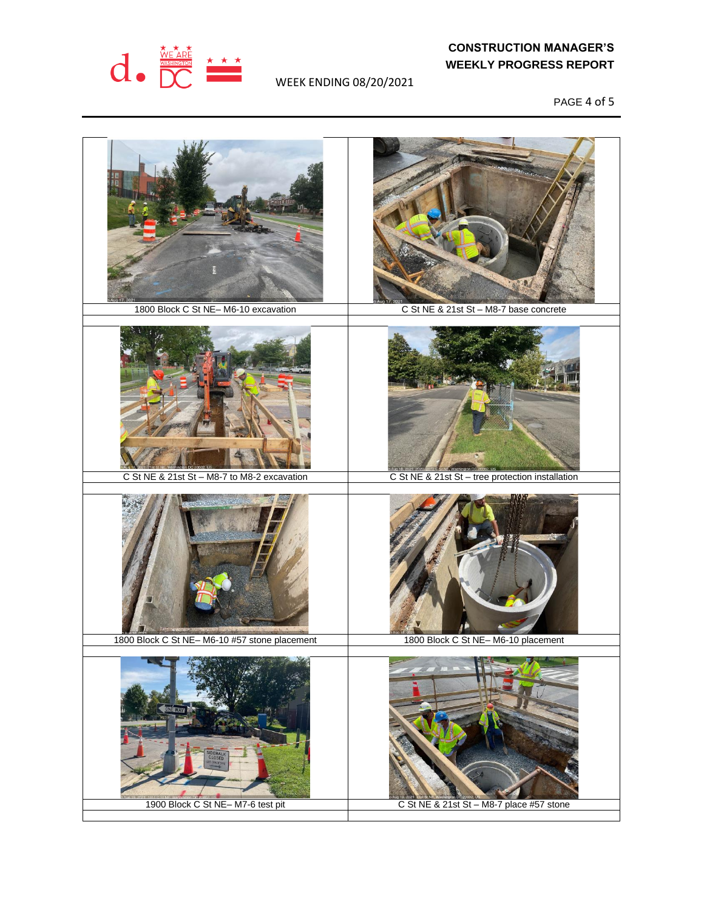| | |
|---|---|
| 1800 Block C St NE– M6-10 excavation | C St NE & 21st St – M8-7 base concrete |
| C St NE & 21st St – M8-7 to M8-2 excavation | C St NE & 21st St – tree protection installation |
| 1800 Block C St NE– M6-10 #57 stone placement | 1800 Block C St NE– M6-10 placement |
| 1900 Block C St NE– M7-6 test pit | C St NE & 21st St – M8-7 place #57 stone |